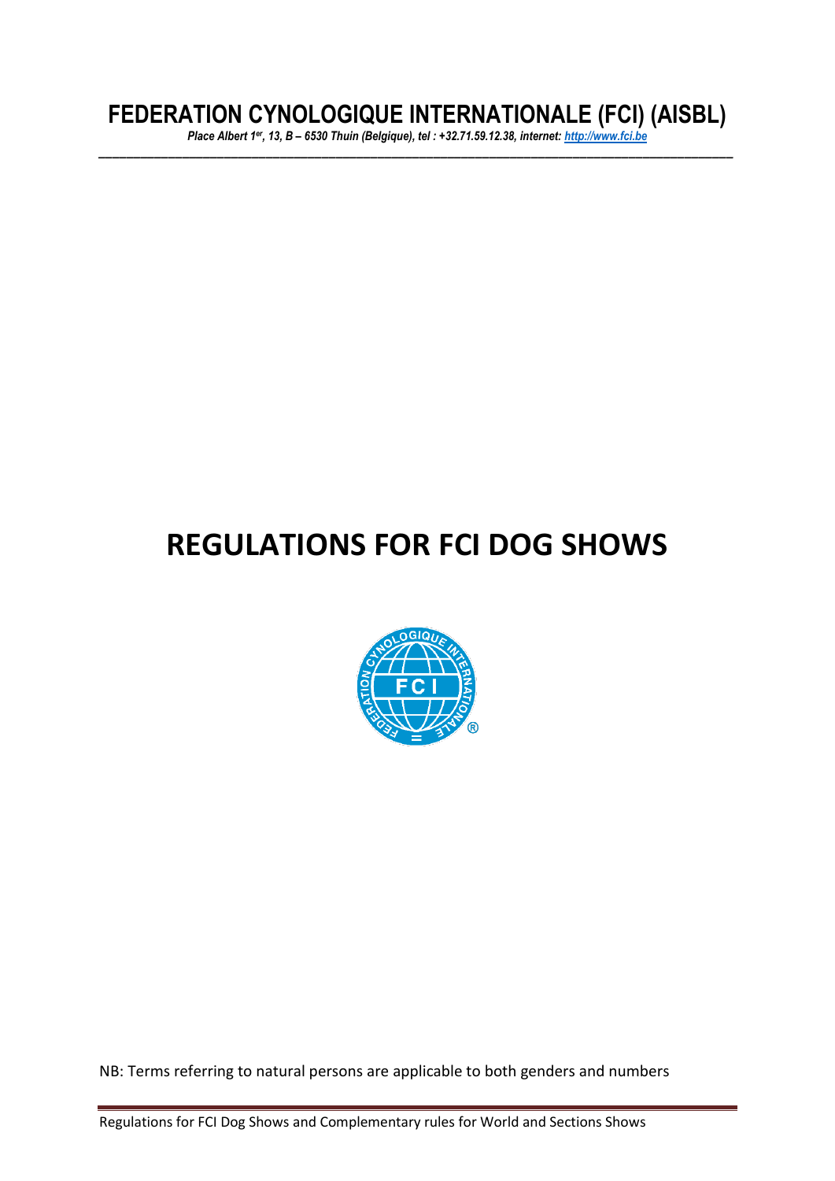# FEDERATION CYNOLOGIQUE INTERNATIONALE (FCI) (AISBL)

*Place Albert 1er, 13, B – 6530 Thuin (Belgique), tel : +32.71.59.12.38, internet: http://www.fci.be*

# REGULATIONS FOR FCI DOG SHOWS

NB: Terms referring to natural persons are applicable to both genders and numbers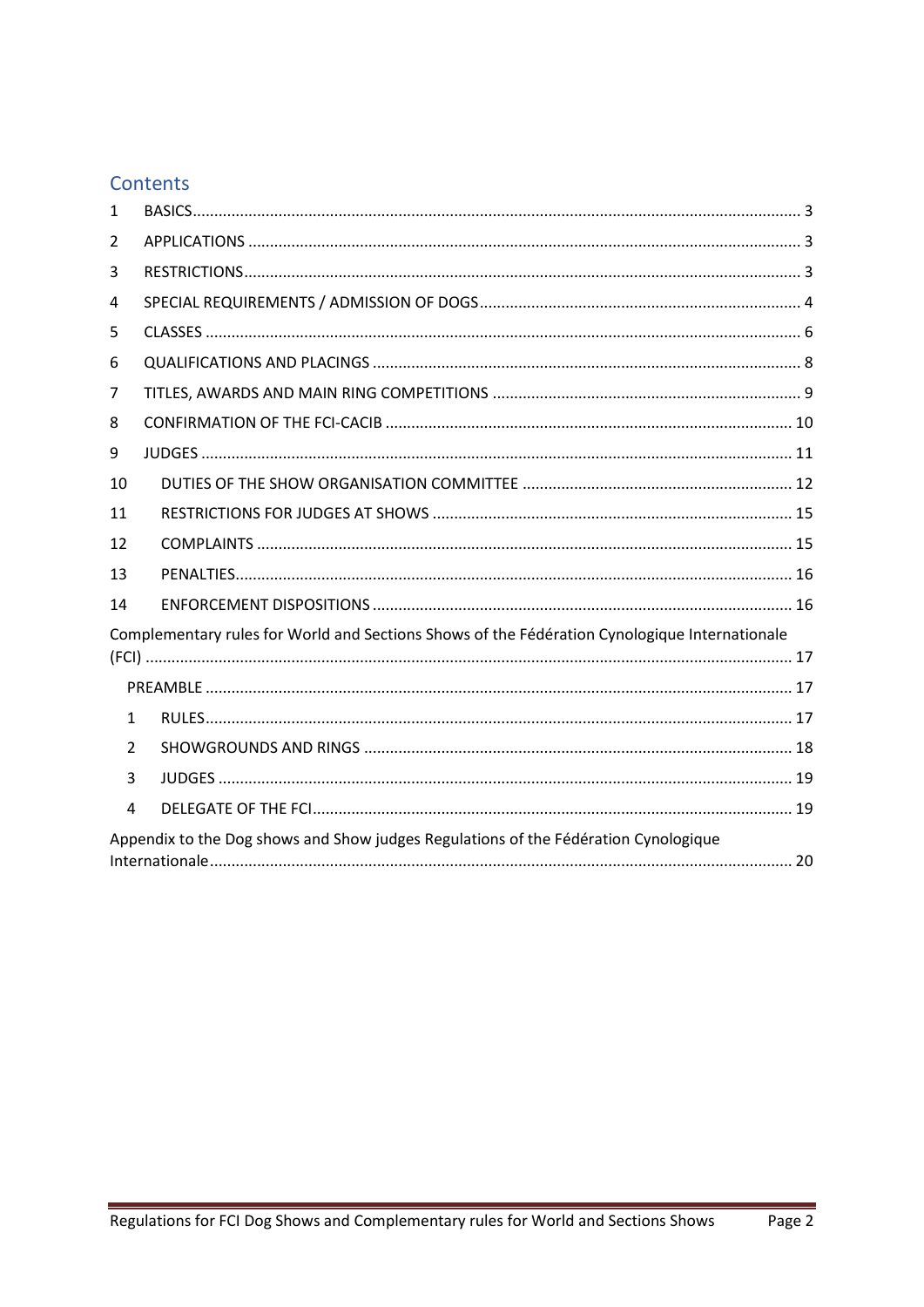## Contents

1 BASICS ........................................................................................................................................ 3

2 APPLICATIONS ............................................................................................................................ 3

3 RESTRICTIONS ............................................................................................................................. 3

4 SPECIAL REQUIREMENTS / ADMISSION OF DOGS ...................................................................... 4

5 CLASSES ...................................................................................................................................... 6

6 QUALIFICATIONS AND PLACINGS ................................................................................................ 8

7 TITLES, AWARDS AND MAIN RING COMPETITIONS .................................................................... 9

8 CONFIRMATION OF THE FCI-CACIB ........................................................................................... 10

9 JUDGES ...................................................................................................................................... 11

10 DUTIES OF THE SHOW ORGANISATION COMMITTEE ............................................................ 12

11 RESTRICTIONS FOR JUDGES AT SHOWS ................................................................................ 15

12 COMPLAINTS ......................................................................................................................... 15

13 PENALTIES .............................................................................................................................. 16

14 ENFORCEMENT DISPOSITIONS ............................................................................................... 16

Complementary rules for World and Sections Shows of the Fédération Cynologique Internationale (FCI) ................................................................................................................................................ 17

PREAMBLE ..................................................................................................................................... 17

1 RULES ..................................................................................................................................... 17

2 SHOWGROUNDS AND RINGS .................................................................................................. 18

3 JUDGES ................................................................................................................................... 19

4 DELEGATE OF THE FCI ............................................................................................................. 19

Appendix to the Dog shows and Show judges Regulations of the Fédération Cynologique Internationale ..................................................................................................................................... 20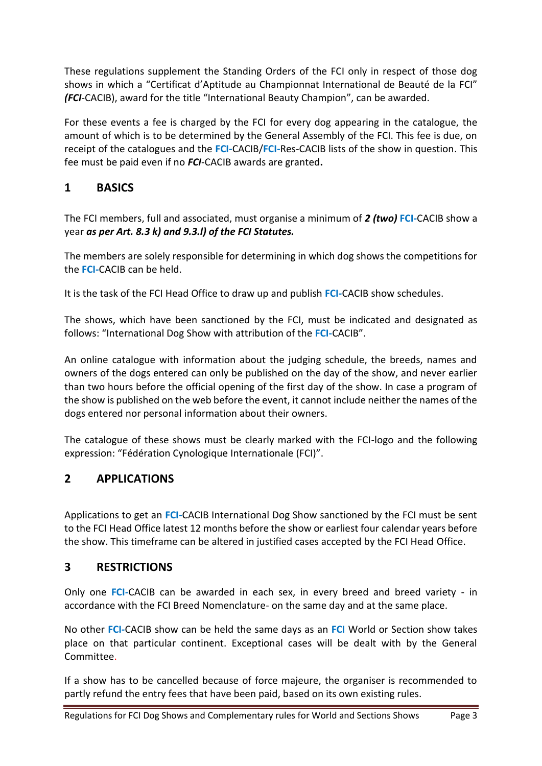These regulations supplement the Standing Orders of the FCI only in respect of those dog shows in which a "Certificat d'Aptitude au Championnat International de Beauté de la FCI" ***(FCI***-CACIB), award for the title "International Beauty Champion", can be awarded.

For these events a fee is charged by the FCI for every dog appearing in the catalogue, the amount of which is to be determined by the General Assembly of the FCI. This fee is due, on receipt of the catalogues and the **FCI**-CACIB/**FCI**-Res-CACIB lists of the show in question. This fee must be paid even if no ***FCI***-CACIB awards are granted**.**

## 1 BASICS

The FCI members, full and associated, must organise a minimum of ***2 (two)*** **FCI**-CACIB show a year ***as per Art. 8.3 k) and 9.3.l) of the FCI Statutes.***

The members are solely responsible for determining in which dog shows the competitions for the **FCI**-CACIB can be held.

It is the task of the FCI Head Office to draw up and publish **FCI**-CACIB show schedules.

The shows, which have been sanctioned by the FCI, must be indicated and designated as follows: "International Dog Show with attribution of the **FCI**-CACIB".

An online catalogue with information about the judging schedule, the breeds, names and owners of the dogs entered can only be published on the day of the show, and never earlier than two hours before the official opening of the first day of the show. In case a program of the show is published on the web before the event, it cannot include neither the names of the dogs entered nor personal information about their owners.

The catalogue of these shows must be clearly marked with the FCI-logo and the following expression: "Fédération Cynologique Internationale (FCI)".

## 2 APPLICATIONS

Applications to get an **FCI**-CACIB International Dog Show sanctioned by the FCI must be sent to the FCI Head Office latest 12 months before the show or earliest four calendar years before the show. This timeframe can be altered in justified cases accepted by the FCI Head Office.

## 3 RESTRICTIONS

Only one **FCI**-CACIB can be awarded in each sex, in every breed and breed variety - in accordance with the FCI Breed Nomenclature- on the same day and at the same place.

No other **FCI**-CACIB show can be held the same days as an **FCI** World or Section show takes place on that particular continent. Exceptional cases will be dealt with by the General Committee.

If a show has to be cancelled because of force majeure, the organiser is recommended to partly refund the entry fees that have been paid, based on its own existing rules.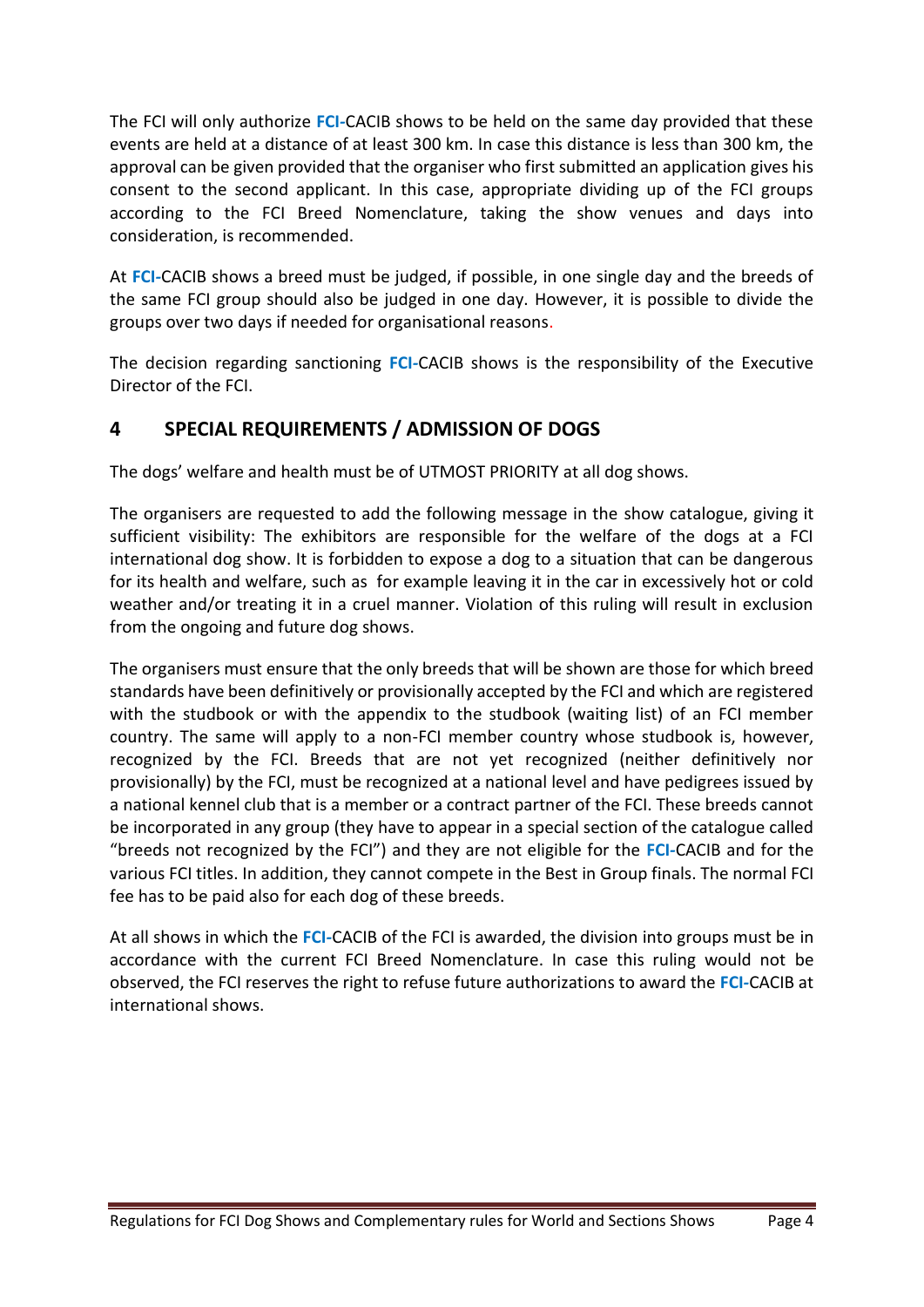The FCI will only authorize **FCI**-CACIB shows to be held on the same day provided that these events are held at a distance of at least 300 km. In case this distance is less than 300 km, the approval can be given provided that the organiser who first submitted an application gives his consent to the second applicant. In this case, appropriate dividing up of the FCI groups according to the FCI Breed Nomenclature, taking the show venues and days into consideration, is recommended.

At **FCI**-CACIB shows a breed must be judged, if possible, in one single day and the breeds of the same FCI group should also be judged in one day. However, it is possible to divide the groups over two days if needed for organisational reasons.

The decision regarding sanctioning **FCI**-CACIB shows is the responsibility of the Executive Director of the FCI.

## 4 SPECIAL REQUIREMENTS / ADMISSION OF DOGS

The dogs' welfare and health must be of UTMOST PRIORITY at all dog shows.

The organisers are requested to add the following message in the show catalogue, giving it sufficient visibility: The exhibitors are responsible for the welfare of the dogs at a FCI international dog show. It is forbidden to expose a dog to a situation that can be dangerous for its health and welfare, such as for example leaving it in the car in excessively hot or cold weather and/or treating it in a cruel manner. Violation of this ruling will result in exclusion from the ongoing and future dog shows.

The organisers must ensure that the only breeds that will be shown are those for which breed standards have been definitively or provisionally accepted by the FCI and which are registered with the studbook or with the appendix to the studbook (waiting list) of an FCI member country. The same will apply to a non-FCI member country whose studbook is, however, recognized by the FCI. Breeds that are not yet recognized (neither definitively nor provisionally) by the FCI, must be recognized at a national level and have pedigrees issued by a national kennel club that is a member or a contract partner of the FCI. These breeds cannot be incorporated in any group (they have to appear in a special section of the catalogue called "breeds not recognized by the FCI") and they are not eligible for the **FCI**-CACIB and for the various FCI titles. In addition, they cannot compete in the Best in Group finals. The normal FCI fee has to be paid also for each dog of these breeds.

At all shows in which the **FCI**-CACIB of the FCI is awarded, the division into groups must be in accordance with the current FCI Breed Nomenclature. In case this ruling would not be observed, the FCI reserves the right to refuse future authorizations to award the **FCI**-CACIB at international shows.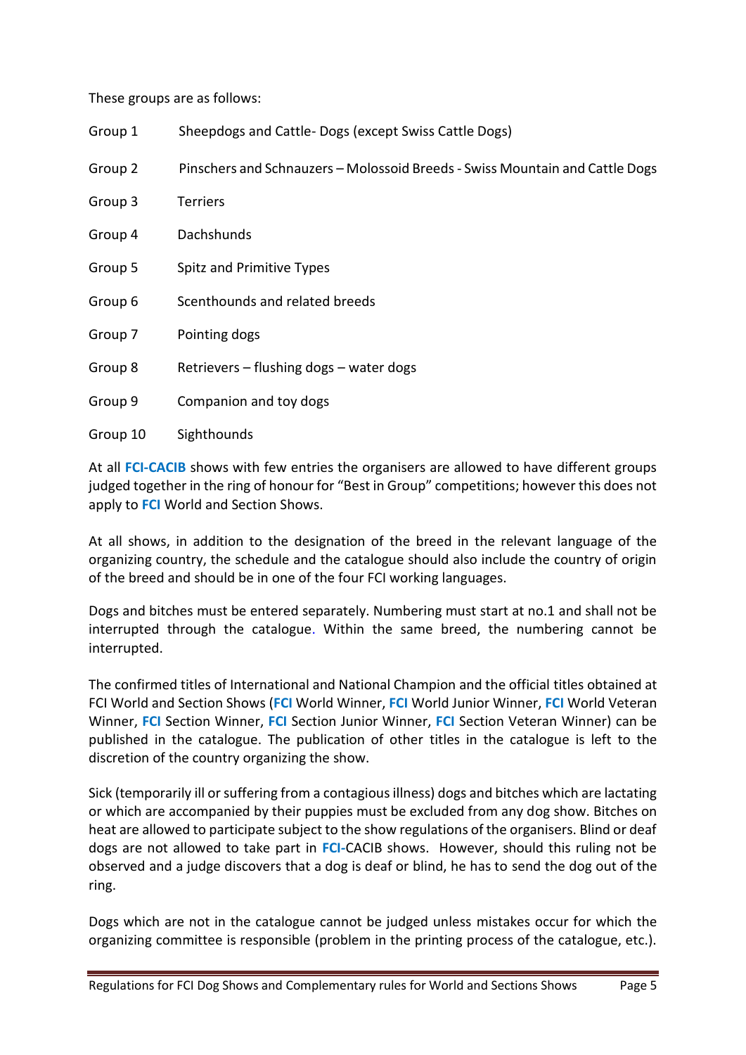These groups are as follows:

| | |
|---|---|
| Group 1 | Sheepdogs and Cattle- Dogs (except Swiss Cattle Dogs) |
| Group 2 | Pinschers and Schnauzers – Molossoid Breeds - Swiss Mountain and Cattle Dogs |
| Group 3 | Terriers |
| Group 4 | Dachshunds |
| Group 5 | Spitz and Primitive Types |
| Group 6 | Scenthounds and related breeds |
| Group 7 | Pointing dogs |
| Group 8 | Retrievers – flushing dogs – water dogs |
| Group 9 | Companion and toy dogs |
| Group 10 | Sighthounds |

At all **FCI-CACIB** shows with few entries the organisers are allowed to have different groups judged together in the ring of honour for "Best in Group" competitions; however this does not apply to **FCI** World and Section Shows.

At all shows, in addition to the designation of the breed in the relevant language of the organizing country, the schedule and the catalogue should also include the country of origin of the breed and should be in one of the four FCI working languages.

Dogs and bitches must be entered separately. Numbering must start at no.1 and shall not be interrupted through the catalogue. Within the same breed, the numbering cannot be interrupted.

The confirmed titles of International and National Champion and the official titles obtained at FCI World and Section Shows (**FCI** World Winner, **FCI** World Junior Winner, **FCI** World Veteran Winner, **FCI** Section Winner, **FCI** Section Junior Winner, **FCI** Section Veteran Winner) can be published in the catalogue. The publication of other titles in the catalogue is left to the discretion of the country organizing the show.

Sick (temporarily ill or suffering from a contagious illness) dogs and bitches which are lactating or which are accompanied by their puppies must be excluded from any dog show. Bitches on heat are allowed to participate subject to the show regulations of the organisers. Blind or deaf dogs are not allowed to take part in **FCI**-CACIB shows. However, should this ruling not be observed and a judge discovers that a dog is deaf or blind, he has to send the dog out of the ring.

Dogs which are not in the catalogue cannot be judged unless mistakes occur for which the organizing committee is responsible (problem in the printing process of the catalogue, etc.).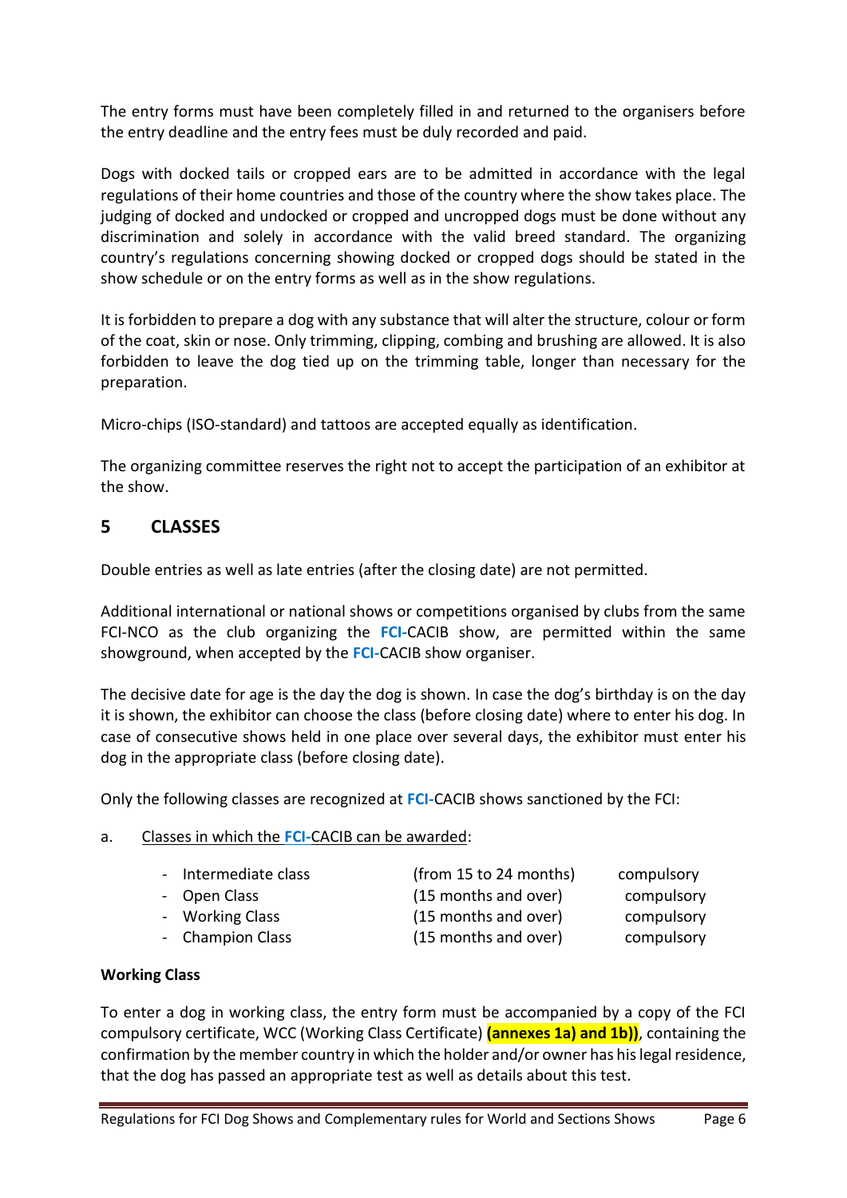The entry forms must have been completely filled in and returned to the organisers before the entry deadline and the entry fees must be duly recorded and paid.

Dogs with docked tails or cropped ears are to be admitted in accordance with the legal regulations of their home countries and those of the country where the show takes place. The judging of docked and undocked or cropped and uncropped dogs must be done without any discrimination and solely in accordance with the valid breed standard. The organizing country's regulations concerning showing docked or cropped dogs should be stated in the show schedule or on the entry forms as well as in the show regulations.

It is forbidden to prepare a dog with any substance that will alter the structure, colour or form of the coat, skin or nose. Only trimming, clipping, combing and brushing are allowed. It is also forbidden to leave the dog tied up on the trimming table, longer than necessary for the preparation.

Micro-chips (ISO-standard) and tattoos are accepted equally as identification.

The organizing committee reserves the right not to accept the participation of an exhibitor at the show.

## 5 CLASSES

Double entries as well as late entries (after the closing date) are not permitted.

Additional international or national shows or competitions organised by clubs from the same FCI-NCO as the club organizing the **FCI**-CACIB show, are permitted within the same showground, when accepted by the **FCI**-CACIB show organiser.

The decisive date for age is the day the dog is shown. In case the dog's birthday is on the day it is shown, the exhibitor can choose the class (before closing date) where to enter his dog. In case of consecutive shows held in one place over several days, the exhibitor must enter his dog in the appropriate class (before closing date).

Only the following classes are recognized at **FCI**-CACIB shows sanctioned by the FCI:

a. Classes in which the **FCI**-CACIB can be awarded:

| | | |
|---|---|---|
| - Intermediate class | (from 15 to 24 months) | compulsory |
| - Open Class | (15 months and over) | compulsory |
| - Working Class | (15 months and over) | compulsory |
| - Champion Class | (15 months and over) | compulsory |

**Working Class**

To enter a dog in working class, the entry form must be accompanied by a copy of the FCI compulsory certificate, WCC (Working Class Certificate) **(annexes 1a) and 1b))**, containing the confirmation by the member country in which the holder and/or owner has his legal residence, that the dog has passed an appropriate test as well as details about this test.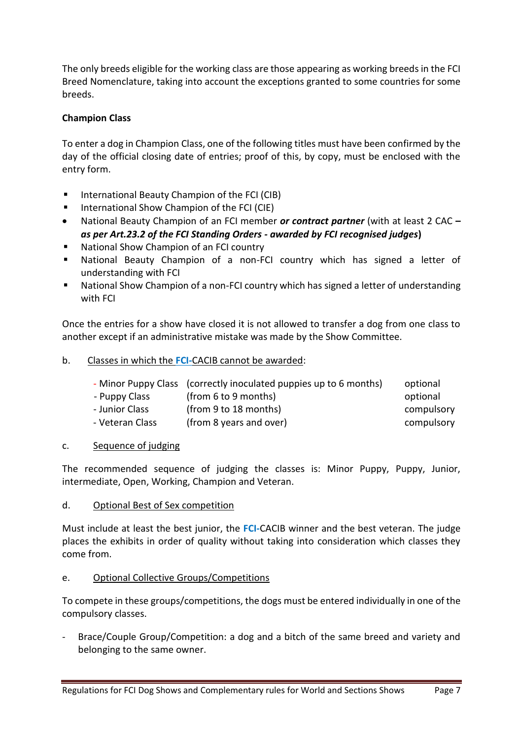The only breeds eligible for the working class are those appearing as working breeds in the FCI Breed Nomenclature, taking into account the exceptions granted to some countries for some breeds.

**Champion Class**

To enter a dog in Champion Class, one of the following titles must have been confirmed by the day of the official closing date of entries; proof of this, by copy, must be enclosed with the entry form.

- International Beauty Champion of the FCI (CIB)
- International Show Champion of the FCI (CIE)
- National Beauty Champion of an FCI member ***or contract partner*** (with at least 2 CAC **– *as per Art.23.2 of the FCI Standing Orders - awarded by FCI recognised judges*)**
- National Show Champion of an FCI country
- National Beauty Champion of a non-FCI country which has signed a letter of understanding with FCI
- National Show Champion of a non-FCI country which has signed a letter of understanding with FCI

Once the entries for a show have closed it is not allowed to transfer a dog from one class to another except if an administrative mistake was made by the Show Committee.

b. Classes in which the **FCI**-CACIB cannot be awarded:

| | | |
|---|---|---|
| - Minor Puppy Class | (correctly inoculated puppies up to 6 months) | optional |
| - Puppy Class | (from 6 to 9 months) | optional |
| - Junior Class | (from 9 to 18 months) | compulsory |
| - Veteran Class | (from 8 years and over) | compulsory |

c. Sequence of judging

The recommended sequence of judging the classes is: Minor Puppy, Puppy, Junior, intermediate, Open, Working, Champion and Veteran.

d. Optional Best of Sex competition

Must include at least the best junior, the **FCI**-CACIB winner and the best veteran. The judge places the exhibits in order of quality without taking into consideration which classes they come from.

e. Optional Collective Groups/Competitions

To compete in these groups/competitions, the dogs must be entered individually in one of the compulsory classes.

- Brace/Couple Group/Competition: a dog and a bitch of the same breed and variety and belonging to the same owner.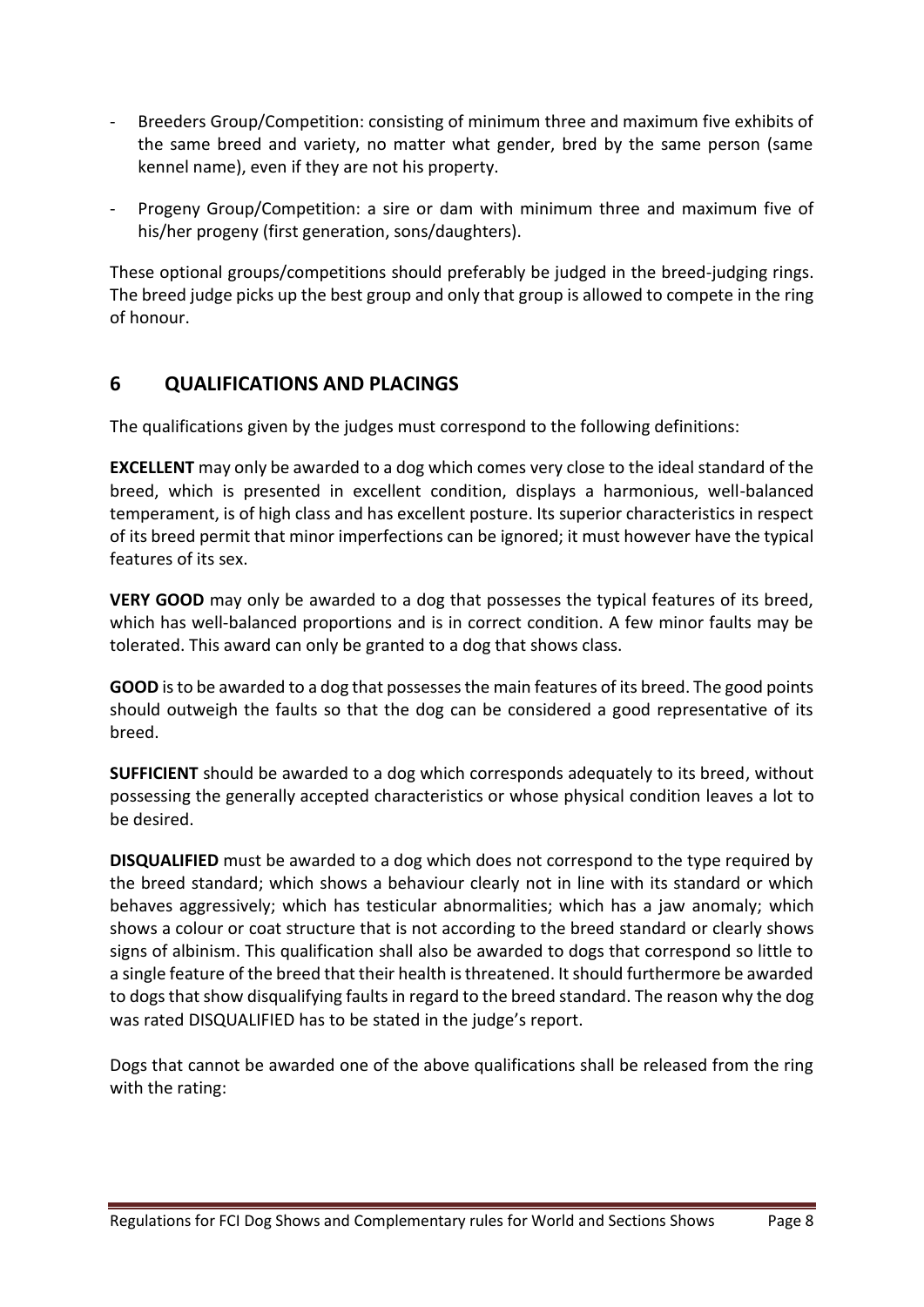- Breeders Group/Competition: consisting of minimum three and maximum five exhibits of the same breed and variety, no matter what gender, bred by the same person (same kennel name), even if they are not his property.
- Progeny Group/Competition: a sire or dam with minimum three and maximum five of his/her progeny (first generation, sons/daughters).

These optional groups/competitions should preferably be judged in the breed-judging rings. The breed judge picks up the best group and only that group is allowed to compete in the ring of honour.

## 6 QUALIFICATIONS AND PLACINGS

The qualifications given by the judges must correspond to the following definitions:

**EXCELLENT** may only be awarded to a dog which comes very close to the ideal standard of the breed, which is presented in excellent condition, displays a harmonious, well-balanced temperament, is of high class and has excellent posture. Its superior characteristics in respect of its breed permit that minor imperfections can be ignored; it must however have the typical features of its sex.

**VERY GOOD** may only be awarded to a dog that possesses the typical features of its breed, which has well-balanced proportions and is in correct condition. A few minor faults may be tolerated. This award can only be granted to a dog that shows class.

**GOOD** is to be awarded to a dog that possesses the main features of its breed. The good points should outweigh the faults so that the dog can be considered a good representative of its breed.

**SUFFICIENT** should be awarded to a dog which corresponds adequately to its breed, without possessing the generally accepted characteristics or whose physical condition leaves a lot to be desired.

**DISQUALIFIED** must be awarded to a dog which does not correspond to the type required by the breed standard; which shows a behaviour clearly not in line with its standard or which behaves aggressively; which has testicular abnormalities; which has a jaw anomaly; which shows a colour or coat structure that is not according to the breed standard or clearly shows signs of albinism. This qualification shall also be awarded to dogs that correspond so little to a single feature of the breed that their health is threatened. It should furthermore be awarded to dogs that show disqualifying faults in regard to the breed standard. The reason why the dog was rated DISQUALIFIED has to be stated in the judge's report.

Dogs that cannot be awarded one of the above qualifications shall be released from the ring with the rating: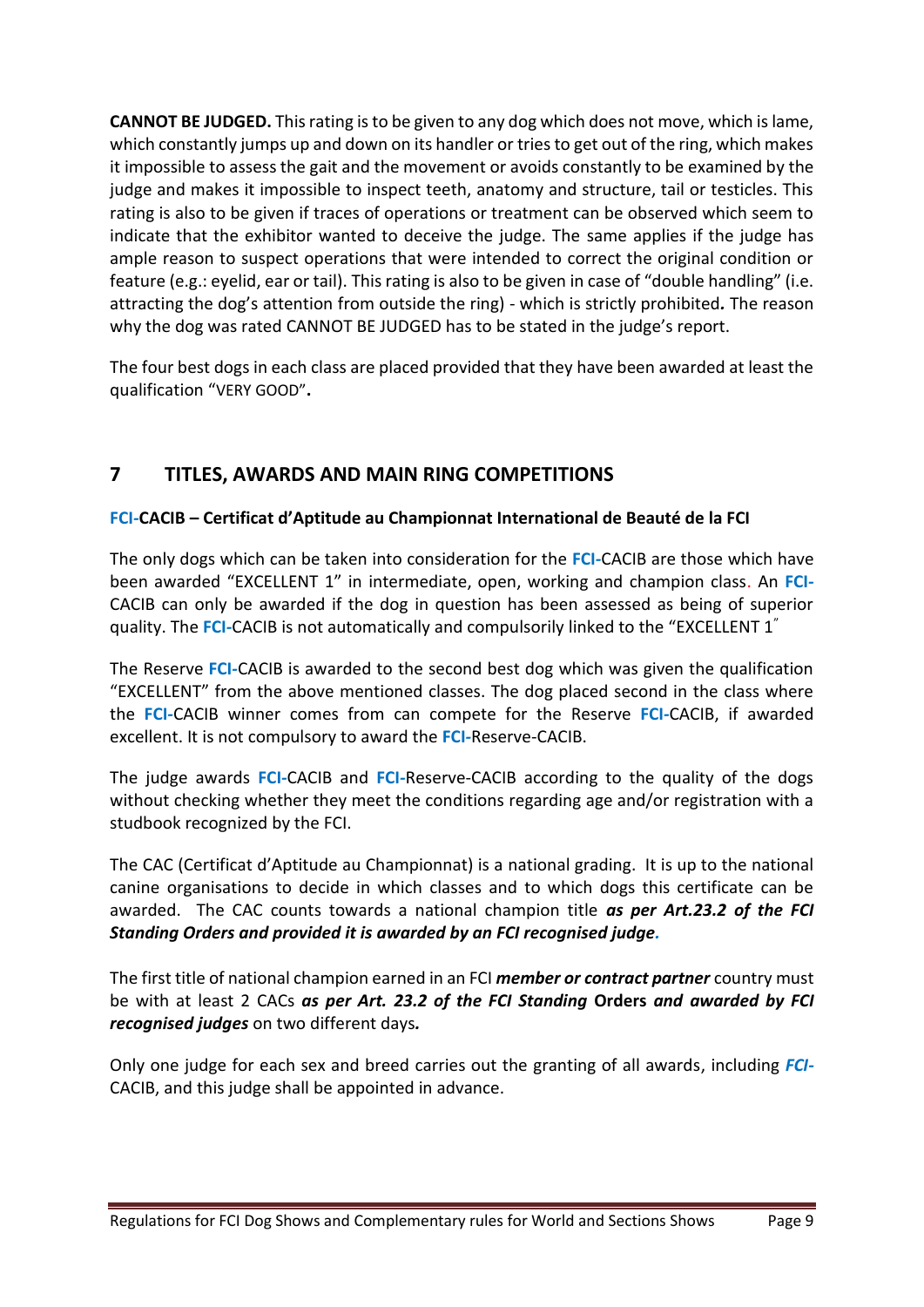**CANNOT BE JUDGED.** This rating is to be given to any dog which does not move, which is lame, which constantly jumps up and down on its handler or tries to get out of the ring, which makes it impossible to assess the gait and the movement or avoids constantly to be examined by the judge and makes it impossible to inspect teeth, anatomy and structure, tail or testicles. This rating is also to be given if traces of operations or treatment can be observed which seem to indicate that the exhibitor wanted to deceive the judge. The same applies if the judge has ample reason to suspect operations that were intended to correct the original condition or feature (e.g.: eyelid, ear or tail). This rating is also to be given in case of "double handling" (i.e. attracting the dog's attention from outside the ring) - which is strictly prohibited**.** The reason why the dog was rated CANNOT BE JUDGED has to be stated in the judge's report.

The four best dogs in each class are placed provided that they have been awarded at least the qualification "VERY GOOD"**.**

## 7 TITLES, AWARDS AND MAIN RING COMPETITIONS

### FCI-CACIB – Certificat d'Aptitude au Championnat International de Beauté de la FCI

The only dogs which can be taken into consideration for the **FCI**-CACIB are those which have been awarded "EXCELLENT 1" in intermediate, open, working and champion class. An **FCI**-CACIB can only be awarded if the dog in question has been assessed as being of superior quality. The **FCI**-CACIB is not automatically and compulsorily linked to the "EXCELLENT 1"

The Reserve **FCI**-CACIB is awarded to the second best dog which was given the qualification "EXCELLENT" from the above mentioned classes. The dog placed second in the class where the **FCI**-CACIB winner comes from can compete for the Reserve **FCI**-CACIB, if awarded excellent. It is not compulsory to award the **FCI**-Reserve-CACIB.

The judge awards **FCI**-CACIB and **FCI**-Reserve-CACIB according to the quality of the dogs without checking whether they meet the conditions regarding age and/or registration with a studbook recognized by the FCI.

The CAC (Certificat d'Aptitude au Championnat) is a national grading. It is up to the national canine organisations to decide in which classes and to which dogs this certificate can be awarded. The CAC counts towards a national champion title ***as per Art.23.2 of the FCI Standing Orders and provided it is awarded by an FCI recognised judge.***

The first title of national champion earned in an FCI ***member or contract partner*** country must be with at least 2 CACs ***as per Art. 23.2 of the FCI Standing* Orders *and awarded by FCI recognised judges*** on two different days***.***

Only one judge for each sex and breed carries out the granting of all awards, including ***FCI***-CACIB, and this judge shall be appointed in advance.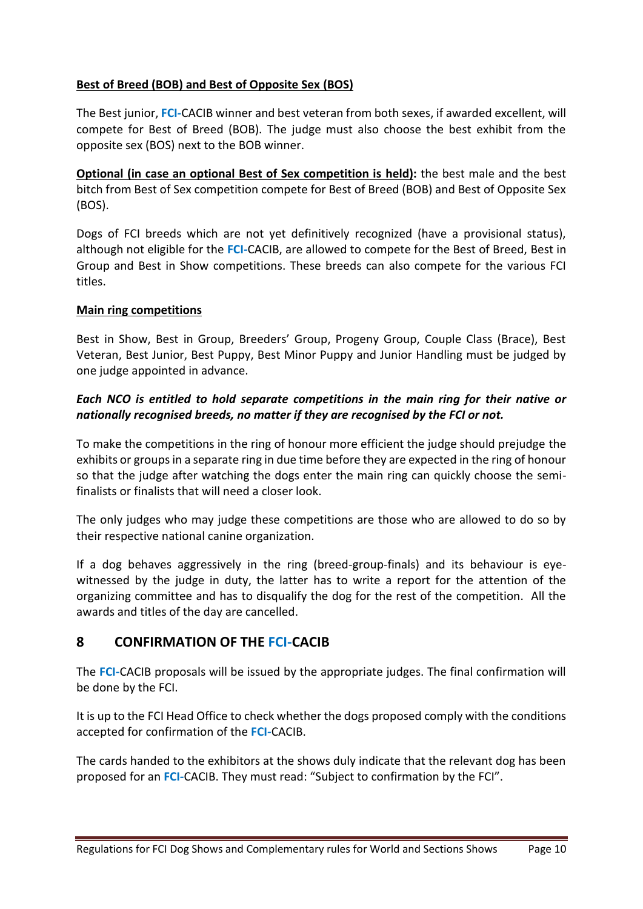**Best of Breed (BOB) and Best of Opposite Sex (BOS)**

The Best junior, **FCI**-CACIB winner and best veteran from both sexes, if awarded excellent, will compete for Best of Breed (BOB). The judge must also choose the best exhibit from the opposite sex (BOS) next to the BOB winner.

**Optional (in case an optional Best of Sex competition is held):** the best male and the best bitch from Best of Sex competition compete for Best of Breed (BOB) and Best of Opposite Sex (BOS).

Dogs of FCI breeds which are not yet definitively recognized (have a provisional status), although not eligible for the **FCI**-CACIB, are allowed to compete for the Best of Breed, Best in Group and Best in Show competitions. These breeds can also compete for the various FCI titles.

**Main ring competitions**

Best in Show, Best in Group, Breeders' Group, Progeny Group, Couple Class (Brace), Best Veteran, Best Junior, Best Puppy, Best Minor Puppy and Junior Handling must be judged by one judge appointed in advance.

***Each NCO is entitled to hold separate competitions in the main ring for their native or nationally recognised breeds, no matter if they are recognised by the FCI or not.***

To make the competitions in the ring of honour more efficient the judge should prejudge the exhibits or groups in a separate ring in due time before they are expected in the ring of honour so that the judge after watching the dogs enter the main ring can quickly choose the semi-finalists or finalists that will need a closer look.

The only judges who may judge these competitions are those who are allowed to do so by their respective national canine organization.

If a dog behaves aggressively in the ring (breed-group-finals) and its behaviour is eye-witnessed by the judge in duty, the latter has to write a report for the attention of the organizing committee and has to disqualify the dog for the rest of the competition. All the awards and titles of the day are cancelled.

## 8 CONFIRMATION OF THE FCI-CACIB

The **FCI**-CACIB proposals will be issued by the appropriate judges. The final confirmation will be done by the FCI.

It is up to the FCI Head Office to check whether the dogs proposed comply with the conditions accepted for confirmation of the **FCI**-CACIB.

The cards handed to the exhibitors at the shows duly indicate that the relevant dog has been proposed for an **FCI**-CACIB. They must read: "Subject to confirmation by the FCI".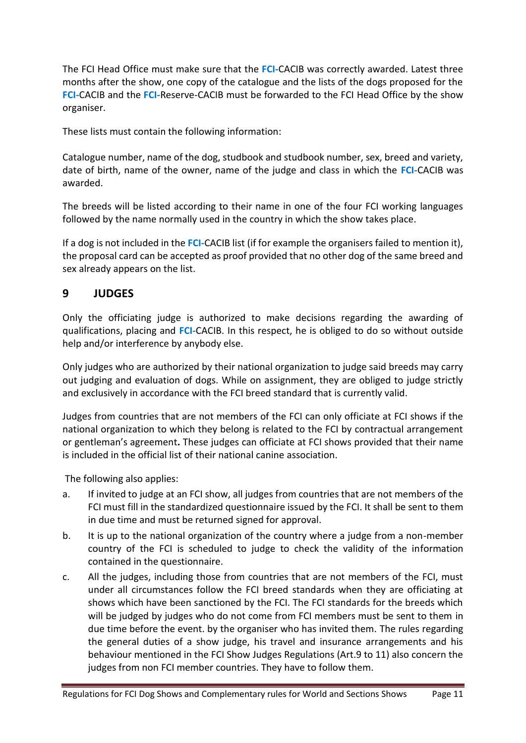The FCI Head Office must make sure that the **FCI**-CACIB was correctly awarded. Latest three months after the show, one copy of the catalogue and the lists of the dogs proposed for the **FCI**-CACIB and the **FCI**-Reserve-CACIB must be forwarded to the FCI Head Office by the show organiser.

These lists must contain the following information:

Catalogue number, name of the dog, studbook and studbook number, sex, breed and variety, date of birth, name of the owner, name of the judge and class in which the **FCI**-CACIB was awarded.

The breeds will be listed according to their name in one of the four FCI working languages followed by the name normally used in the country in which the show takes place.

If a dog is not included in the **FCI**-CACIB list (if for example the organisers failed to mention it), the proposal card can be accepted as proof provided that no other dog of the same breed and sex already appears on the list.

## 9 JUDGES

Only the officiating judge is authorized to make decisions regarding the awarding of qualifications, placing and **FCI**-CACIB. In this respect, he is obliged to do so without outside help and/or interference by anybody else.

Only judges who are authorized by their national organization to judge said breeds may carry out judging and evaluation of dogs. While on assignment, they are obliged to judge strictly and exclusively in accordance with the FCI breed standard that is currently valid.

Judges from countries that are not members of the FCI can only officiate at FCI shows if the national organization to which they belong is related to the FCI by contractual arrangement or gentleman's agreement**.** These judges can officiate at FCI shows provided that their name is included in the official list of their national canine association.

The following also applies:

a. If invited to judge at an FCI show, all judges from countries that are not members of the FCI must fill in the standardized questionnaire issued by the FCI. It shall be sent to them in due time and must be returned signed for approval.

b. It is up to the national organization of the country where a judge from a non-member country of the FCI is scheduled to judge to check the validity of the information contained in the questionnaire.

c. All the judges, including those from countries that are not members of the FCI, must under all circumstances follow the FCI breed standards when they are officiating at shows which have been sanctioned by the FCI. The FCI standards for the breeds which will be judged by judges who do not come from FCI members must be sent to them in due time before the event. by the organiser who has invited them. The rules regarding the general duties of a show judge, his travel and insurance arrangements and his behaviour mentioned in the FCI Show Judges Regulations (Art.9 to 11) also concern the judges from non FCI member countries. They have to follow them.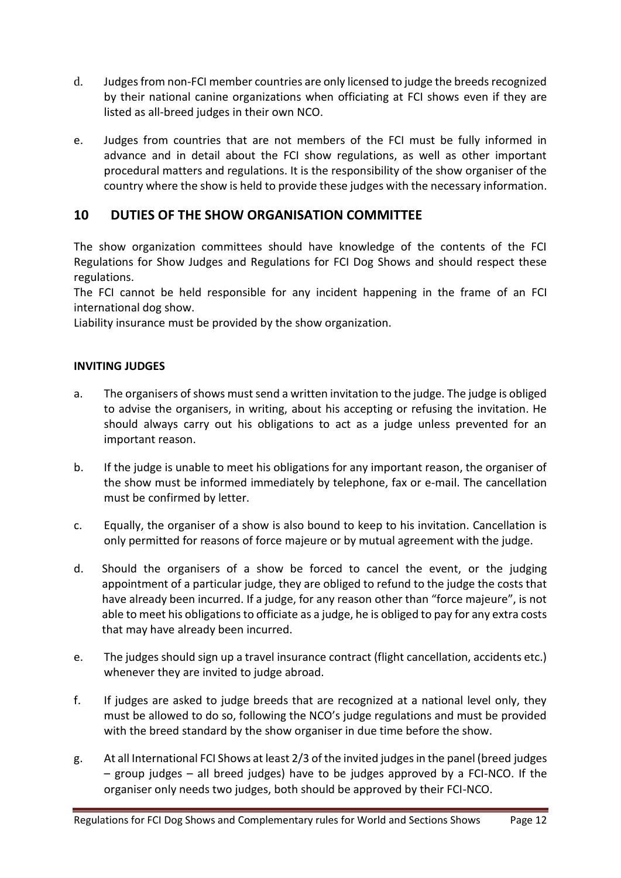d. Judges from non-FCI member countries are only licensed to judge the breeds recognized by their national canine organizations when officiating at FCI shows even if they are listed as all-breed judges in their own NCO.

e. Judges from countries that are not members of the FCI must be fully informed in advance and in detail about the FCI show regulations, as well as other important procedural matters and regulations. It is the responsibility of the show organiser of the country where the show is held to provide these judges with the necessary information.

## 10 DUTIES OF THE SHOW ORGANISATION COMMITTEE

The show organization committees should have knowledge of the contents of the FCI Regulations for Show Judges and Regulations for FCI Dog Shows and should respect these regulations.
The FCI cannot be held responsible for any incident happening in the frame of an FCI international dog show.
Liability insurance must be provided by the show organization.

**INVITING JUDGES**

a. The organisers of shows must send a written invitation to the judge. The judge is obliged to advise the organisers, in writing, about his accepting or refusing the invitation. He should always carry out his obligations to act as a judge unless prevented for an important reason.

b. If the judge is unable to meet his obligations for any important reason, the organiser of the show must be informed immediately by telephone, fax or e-mail. The cancellation must be confirmed by letter.

c. Equally, the organiser of a show is also bound to keep to his invitation. Cancellation is only permitted for reasons of force majeure or by mutual agreement with the judge.

d. Should the organisers of a show be forced to cancel the event, or the judging appointment of a particular judge, they are obliged to refund to the judge the costs that have already been incurred. If a judge, for any reason other than "force majeure", is not able to meet his obligations to officiate as a judge, he is obliged to pay for any extra costs that may have already been incurred.

e. The judges should sign up a travel insurance contract (flight cancellation, accidents etc.) whenever they are invited to judge abroad.

f. If judges are asked to judge breeds that are recognized at a national level only, they must be allowed to do so, following the NCO's judge regulations and must be provided with the breed standard by the show organiser in due time before the show.

g. At all International FCI Shows at least 2/3 of the invited judges in the panel (breed judges – group judges – all breed judges) have to be judges approved by a FCI-NCO. If the organiser only needs two judges, both should be approved by their FCI-NCO.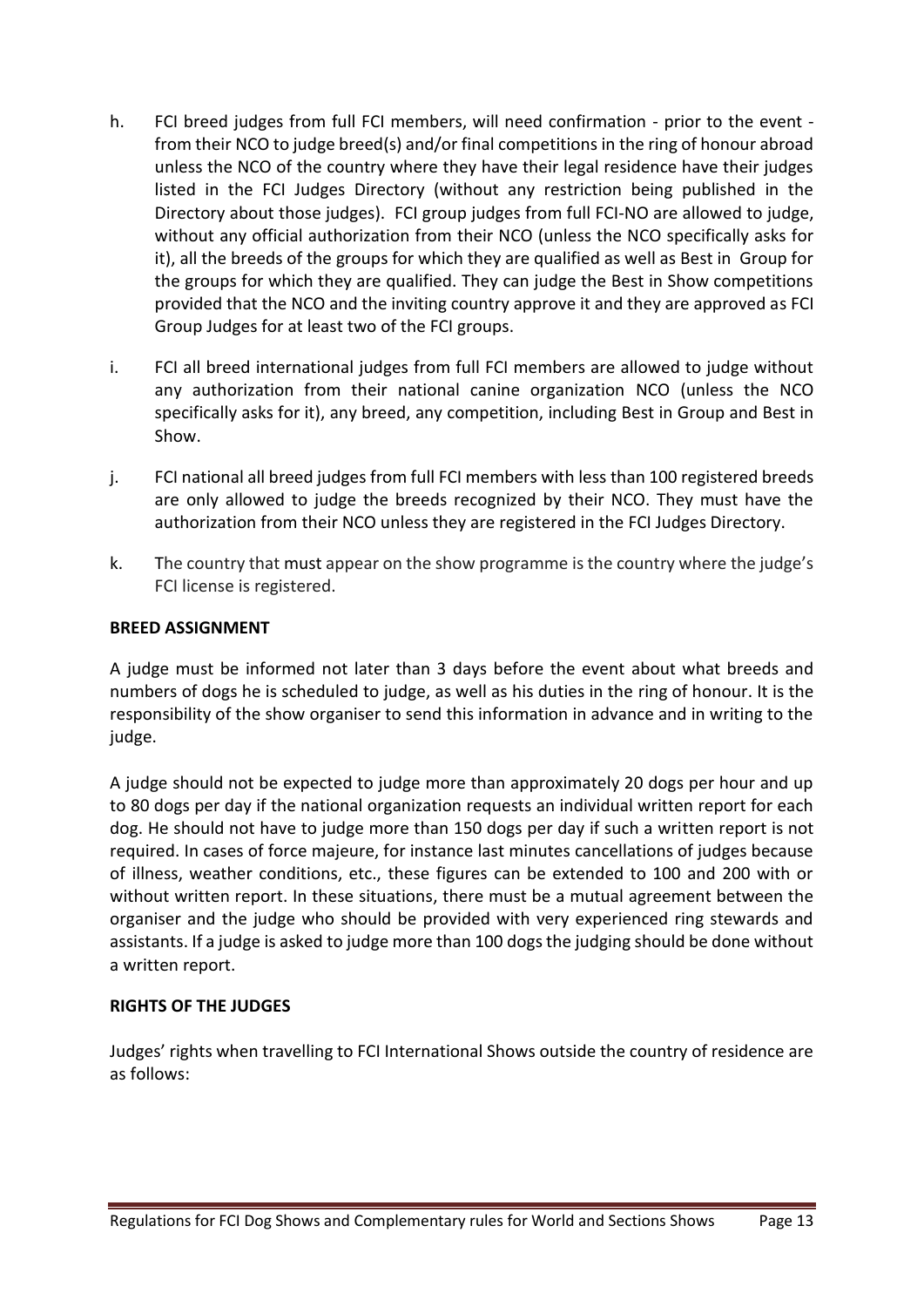h. FCI breed judges from full FCI members, will need confirmation - prior to the event - from their NCO to judge breed(s) and/or final competitions in the ring of honour abroad unless the NCO of the country where they have their legal residence have their judges listed in the FCI Judges Directory (without any restriction being published in the Directory about those judges). FCI group judges from full FCI-NO are allowed to judge, without any official authorization from their NCO (unless the NCO specifically asks for it), all the breeds of the groups for which they are qualified as well as Best in Group for the groups for which they are qualified. They can judge the Best in Show competitions provided that the NCO and the inviting country approve it and they are approved as FCI Group Judges for at least two of the FCI groups.

i. FCI all breed international judges from full FCI members are allowed to judge without any authorization from their national canine organization NCO (unless the NCO specifically asks for it), any breed, any competition, including Best in Group and Best in Show.

j. FCI national all breed judges from full FCI members with less than 100 registered breeds are only allowed to judge the breeds recognized by their NCO. They must have the authorization from their NCO unless they are registered in the FCI Judges Directory.

k. The country that must appear on the show programme is the country where the judge's FCI license is registered.

**BREED ASSIGNMENT**

A judge must be informed not later than 3 days before the event about what breeds and numbers of dogs he is scheduled to judge, as well as his duties in the ring of honour. It is the responsibility of the show organiser to send this information in advance and in writing to the judge.

A judge should not be expected to judge more than approximately 20 dogs per hour and up to 80 dogs per day if the national organization requests an individual written report for each dog. He should not have to judge more than 150 dogs per day if such a written report is not required. In cases of force majeure, for instance last minutes cancellations of judges because of illness, weather conditions, etc., these figures can be extended to 100 and 200 with or without written report. In these situations, there must be a mutual agreement between the organiser and the judge who should be provided with very experienced ring stewards and assistants. If a judge is asked to judge more than 100 dogs the judging should be done without a written report.

**RIGHTS OF THE JUDGES**

Judges' rights when travelling to FCI International Shows outside the country of residence are as follows: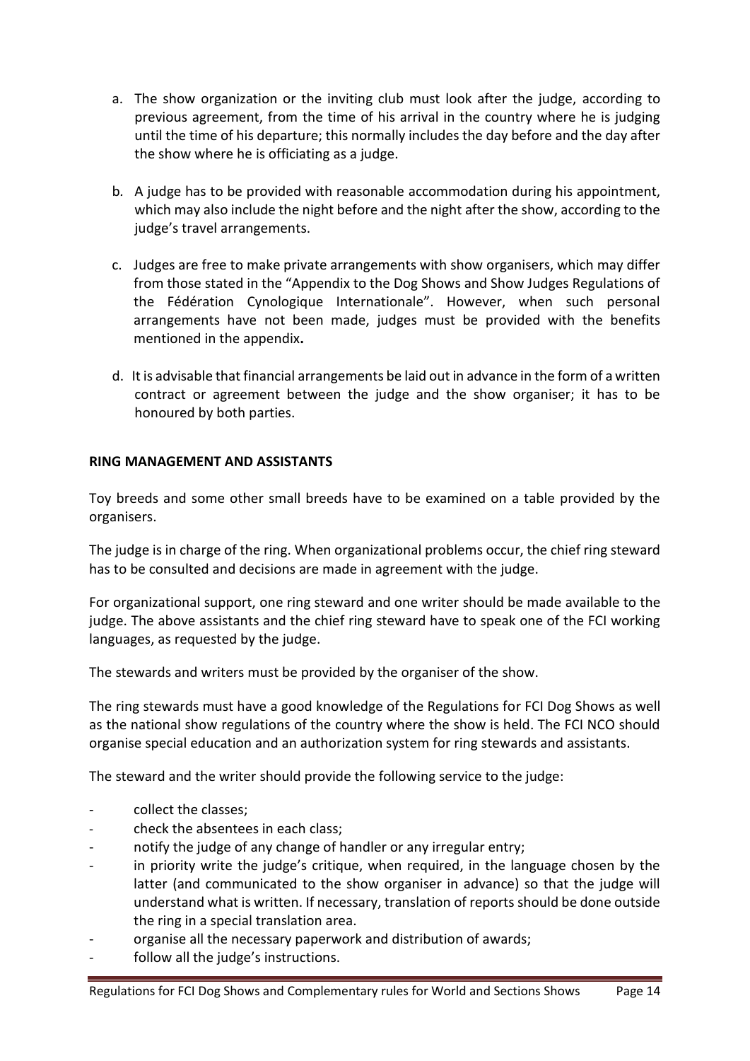a. The show organization or the inviting club must look after the judge, according to previous agreement, from the time of his arrival in the country where he is judging until the time of his departure; this normally includes the day before and the day after the show where he is officiating as a judge.

b. A judge has to be provided with reasonable accommodation during his appointment, which may also include the night before and the night after the show, according to the judge's travel arrangements.

c. Judges are free to make private arrangements with show organisers, which may differ from those stated in the "Appendix to the Dog Shows and Show Judges Regulations of the Fédération Cynologique Internationale". However, when such personal arrangements have not been made, judges must be provided with the benefits mentioned in the appendix.

d. It is advisable that financial arrangements be laid out in advance in the form of a written contract or agreement between the judge and the show organiser; it has to be honoured by both parties.

**RING MANAGEMENT AND ASSISTANTS**

Toy breeds and some other small breeds have to be examined on a table provided by the organisers.

The judge is in charge of the ring. When organizational problems occur, the chief ring steward has to be consulted and decisions are made in agreement with the judge.

For organizational support, one ring steward and one writer should be made available to the judge. The above assistants and the chief ring steward have to speak one of the FCI working languages, as requested by the judge.

The stewards and writers must be provided by the organiser of the show.

The ring stewards must have a good knowledge of the Regulations for FCI Dog Shows as well as the national show regulations of the country where the show is held. The FCI NCO should organise special education and an authorization system for ring stewards and assistants.

The steward and the writer should provide the following service to the judge:

- collect the classes;
- check the absentees in each class;
- notify the judge of any change of handler or any irregular entry;
- in priority write the judge's critique, when required, in the language chosen by the latter (and communicated to the show organiser in advance) so that the judge will understand what is written. If necessary, translation of reports should be done outside the ring in a special translation area.
- organise all the necessary paperwork and distribution of awards;
- follow all the judge's instructions.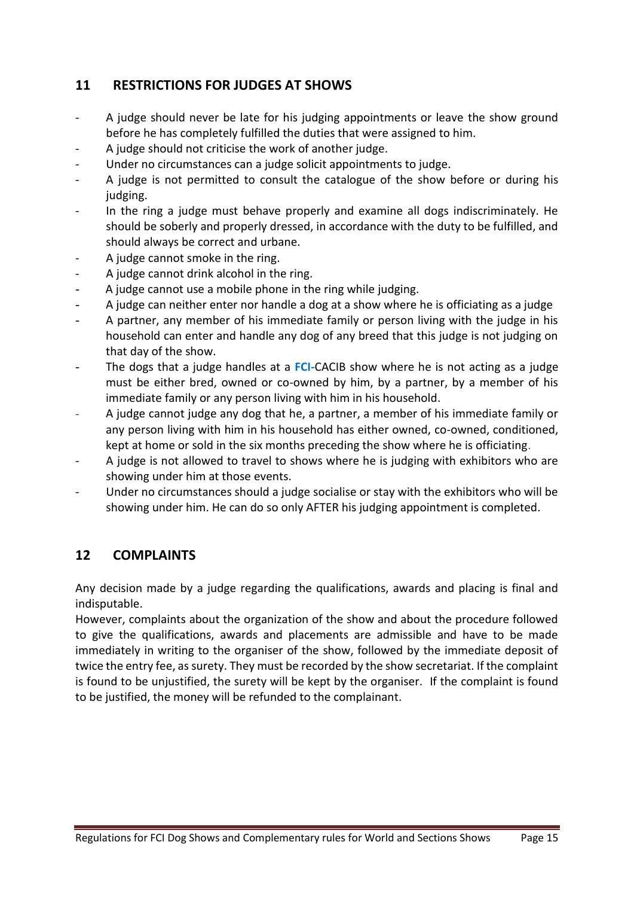## 11 RESTRICTIONS FOR JUDGES AT SHOWS

- A judge should never be late for his judging appointments or leave the show ground before he has completely fulfilled the duties that were assigned to him.
- A judge should not criticise the work of another judge.
- Under no circumstances can a judge solicit appointments to judge.
- A judge is not permitted to consult the catalogue of the show before or during his judging.
- In the ring a judge must behave properly and examine all dogs indiscriminately. He should be soberly and properly dressed, in accordance with the duty to be fulfilled, and should always be correct and urbane.
- A judge cannot smoke in the ring.
- A judge cannot drink alcohol in the ring.
- A judge cannot use a mobile phone in the ring while judging.
- A judge can neither enter nor handle a dog at a show where he is officiating as a judge
- A partner, any member of his immediate family or person living with the judge in his household can enter and handle any dog of any breed that this judge is not judging on that day of the show.
- The dogs that a judge handles at a FCI-CACIB show where he is not acting as a judge must be either bred, owned or co-owned by him, by a partner, by a member of his immediate family or any person living with him in his household.
- A judge cannot judge any dog that he, a partner, a member of his immediate family or any person living with him in his household has either owned, co-owned, conditioned, kept at home or sold in the six months preceding the show where he is officiating.
- A judge is not allowed to travel to shows where he is judging with exhibitors who are showing under him at those events.
- Under no circumstances should a judge socialise or stay with the exhibitors who will be showing under him. He can do so only AFTER his judging appointment is completed.

## 12 COMPLAINTS

Any decision made by a judge regarding the qualifications, awards and placing is final and indisputable.

However, complaints about the organization of the show and about the procedure followed to give the qualifications, awards and placements are admissible and have to be made immediately in writing to the organiser of the show, followed by the immediate deposit of twice the entry fee, as surety. They must be recorded by the show secretariat. If the complaint is found to be unjustified, the surety will be kept by the organiser. If the complaint is found to be justified, the money will be refunded to the complainant.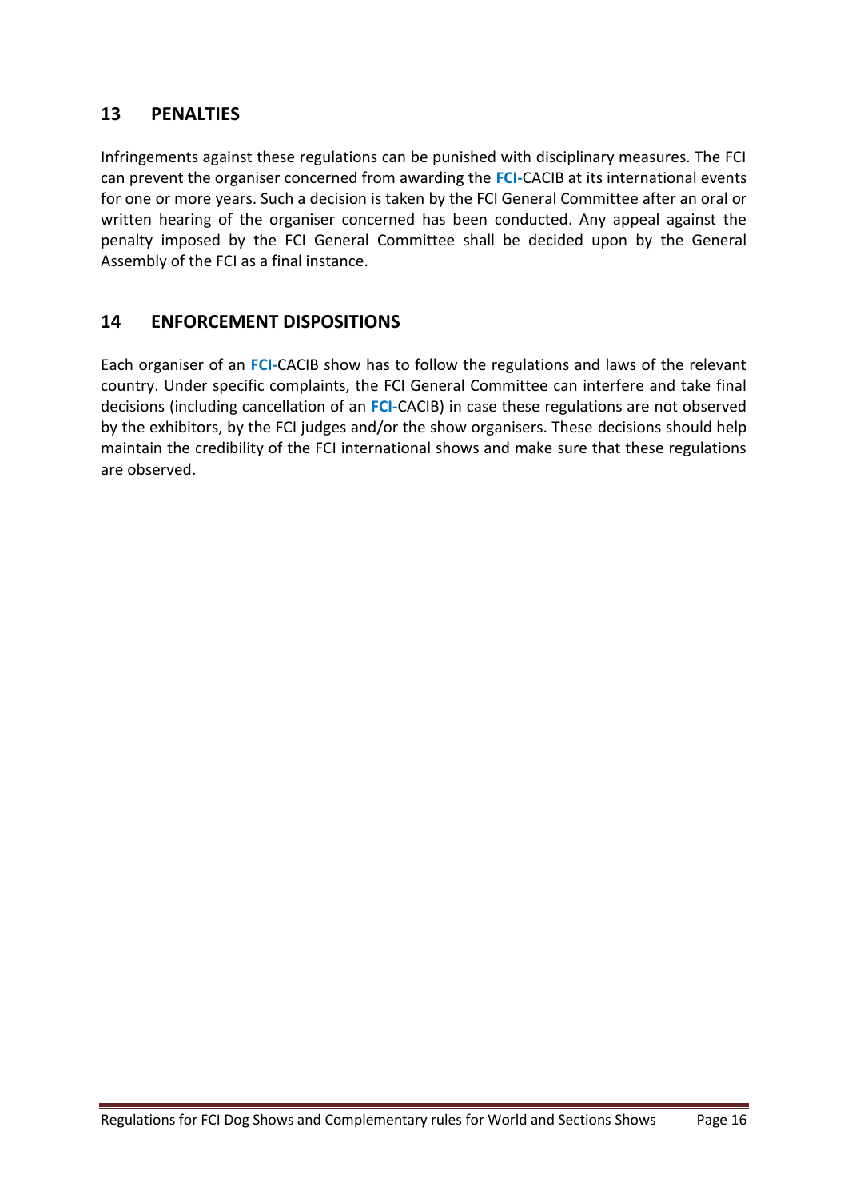## 13 PENALTIES

Infringements against these regulations can be punished with disciplinary measures. The FCI can prevent the organiser concerned from awarding the **FCI**-CACIB at its international events for one or more years. Such a decision is taken by the FCI General Committee after an oral or written hearing of the organiser concerned has been conducted. Any appeal against the penalty imposed by the FCI General Committee shall be decided upon by the General Assembly of the FCI as a final instance.

## 14 ENFORCEMENT DISPOSITIONS

Each organiser of an **FCI**-CACIB show has to follow the regulations and laws of the relevant country. Under specific complaints, the FCI General Committee can interfere and take final decisions (including cancellation of an **FCI**-CACIB) in case these regulations are not observed by the exhibitors, by the FCI judges and/or the show organisers. These decisions should help maintain the credibility of the FCI international shows and make sure that these regulations are observed.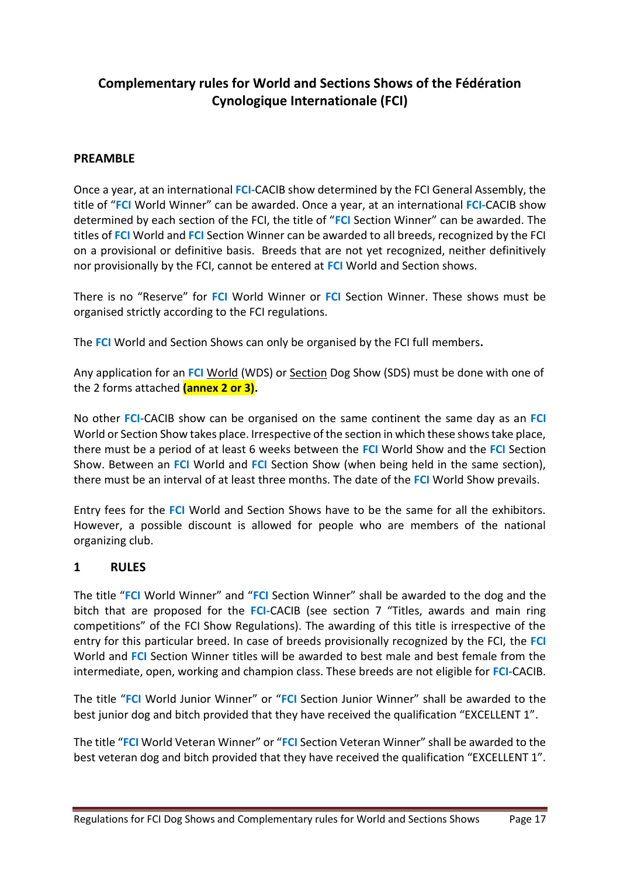# Complementary rules for World and Sections Shows of the Fédération Cynologique Internationale (FCI)

## PREAMBLE

Once a year, at an international **FCI**-CACIB show determined by the FCI General Assembly, the title of "**FCI** World Winner" can be awarded. Once a year, at an international **FCI**-CACIB show determined by each section of the FCI, the title of "**FCI** Section Winner" can be awarded. The titles of **FCI** World and **FCI** Section Winner can be awarded to all breeds, recognized by the FCI on a provisional or definitive basis. Breeds that are not yet recognized, neither definitively nor provisionally by the FCI, cannot be entered at **FCI** World and Section shows.

There is no "Reserve" for **FCI** World Winner or **FCI** Section Winner. These shows must be organised strictly according to the FCI regulations.

The **FCI** World and Section Shows can only be organised by the FCI full members**.**

Any application for an **FCI** World (WDS) or Section Dog Show (SDS) must be done with one of the 2 forms attached **(annex 2 or 3).**

No other **FCI**-CACIB show can be organised on the same continent the same day as an **FCI** World or Section Show takes place. Irrespective of the section in which these shows take place, there must be a period of at least 6 weeks between the **FCI** World Show and the **FCI** Section Show. Between an **FCI** World and **FCI** Section Show (when being held in the same section), there must be an interval of at least three months. The date of the **FCI** World Show prevails.

Entry fees for the **FCI** World and Section Shows have to be the same for all the exhibitors. However, a possible discount is allowed for people who are members of the national organizing club.

## 1 RULES

The title "**FCI** World Winner" and "**FCI** Section Winner" shall be awarded to the dog and the bitch that are proposed for the **FCI**-CACIB (see section 7 "Titles, awards and main ring competitions" of the FCI Show Regulations). The awarding of this title is irrespective of the entry for this particular breed. In case of breeds provisionally recognized by the FCI, the **FCI** World and **FCI** Section Winner titles will be awarded to best male and best female from the intermediate, open, working and champion class. These breeds are not eligible for **FCI**-CACIB.

The title "**FCI** World Junior Winner" or "**FCI** Section Junior Winner" shall be awarded to the best junior dog and bitch provided that they have received the qualification "EXCELLENT 1".

The title "**FCI** World Veteran Winner" or "**FCI** Section Veteran Winner" shall be awarded to the best veteran dog and bitch provided that they have received the qualification "EXCELLENT 1".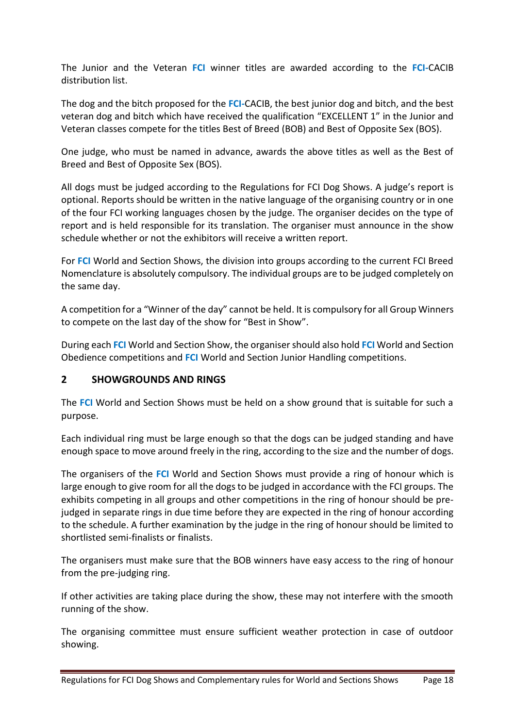The Junior and the Veteran **FCI** winner titles are awarded according to the **FCI**-CACIB distribution list.

The dog and the bitch proposed for the **FCI**-CACIB, the best junior dog and bitch, and the best veteran dog and bitch which have received the qualification "EXCELLENT 1" in the Junior and Veteran classes compete for the titles Best of Breed (BOB) and Best of Opposite Sex (BOS).

One judge, who must be named in advance, awards the above titles as well as the Best of Breed and Best of Opposite Sex (BOS).

All dogs must be judged according to the Regulations for FCI Dog Shows. A judge's report is optional. Reports should be written in the native language of the organising country or in one of the four FCI working languages chosen by the judge. The organiser decides on the type of report and is held responsible for its translation. The organiser must announce in the show schedule whether or not the exhibitors will receive a written report.

For **FCI** World and Section Shows, the division into groups according to the current FCI Breed Nomenclature is absolutely compulsory. The individual groups are to be judged completely on the same day.

A competition for a "Winner of the day" cannot be held. It is compulsory for all Group Winners to compete on the last day of the show for "Best in Show".

During each **FCI** World and Section Show, the organiser should also hold **FCI** World and Section Obedience competitions and **FCI** World and Section Junior Handling competitions.

## 2 SHOWGROUNDS AND RINGS

The **FCI** World and Section Shows must be held on a show ground that is suitable for such a purpose.

Each individual ring must be large enough so that the dogs can be judged standing and have enough space to move around freely in the ring, according to the size and the number of dogs.

The organisers of the **FCI** World and Section Shows must provide a ring of honour which is large enough to give room for all the dogs to be judged in accordance with the FCI groups. The exhibits competing in all groups and other competitions in the ring of honour should be pre-judged in separate rings in due time before they are expected in the ring of honour according to the schedule. A further examination by the judge in the ring of honour should be limited to shortlisted semi-finalists or finalists.

The organisers must make sure that the BOB winners have easy access to the ring of honour from the pre-judging ring.

If other activities are taking place during the show, these may not interfere with the smooth running of the show.

The organising committee must ensure sufficient weather protection in case of outdoor showing.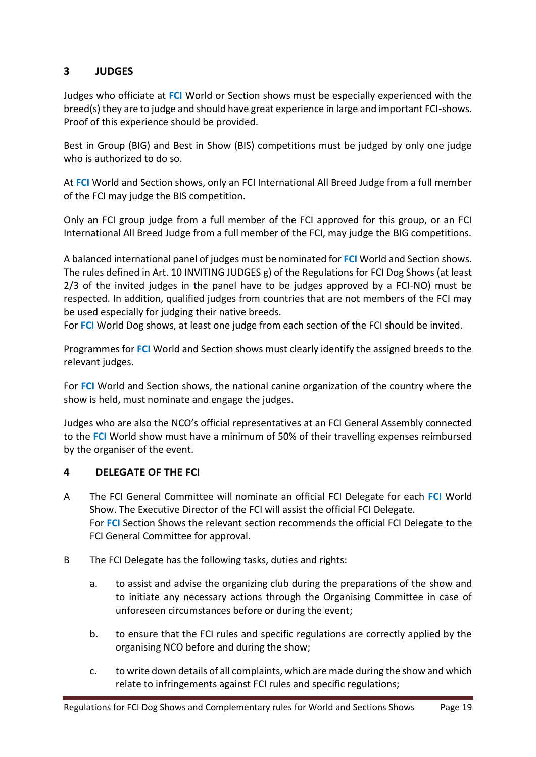## 3 JUDGES

Judges who officiate at **FCI** World or Section shows must be especially experienced with the breed(s) they are to judge and should have great experience in large and important FCI-shows. Proof of this experience should be provided.

Best in Group (BIG) and Best in Show (BIS) competitions must be judged by only one judge who is authorized to do so.

At **FCI** World and Section shows, only an FCI International All Breed Judge from a full member of the FCI may judge the BIS competition.

Only an FCI group judge from a full member of the FCI approved for this group, or an FCI International All Breed Judge from a full member of the FCI, may judge the BIG competitions.

A balanced international panel of judges must be nominated for **FCI** World and Section shows. The rules defined in Art. 10 INVITING JUDGES g) of the Regulations for FCI Dog Shows (at least 2/3 of the invited judges in the panel have to be judges approved by a FCI-NO) must be respected. In addition, qualified judges from countries that are not members of the FCI may be used especially for judging their native breeds.
For **FCI** World Dog shows, at least one judge from each section of the FCI should be invited.

Programmes for **FCI** World and Section shows must clearly identify the assigned breeds to the relevant judges.

For **FCI** World and Section shows, the national canine organization of the country where the show is held, must nominate and engage the judges.

Judges who are also the NCO's official representatives at an FCI General Assembly connected to the **FCI** World show must have a minimum of 50% of their travelling expenses reimbursed by the organiser of the event.

## 4 DELEGATE OF THE FCI

A The FCI General Committee will nominate an official FCI Delegate for each **FCI** World Show. The Executive Director of the FCI will assist the official FCI Delegate.
For **FCI** Section Shows the relevant section recommends the official FCI Delegate to the FCI General Committee for approval.

B The FCI Delegate has the following tasks, duties and rights:

a. to assist and advise the organizing club during the preparations of the show and to initiate any necessary actions through the Organising Committee in case of unforeseen circumstances before or during the event;

b. to ensure that the FCI rules and specific regulations are correctly applied by the organising NCO before and during the show;

c. to write down details of all complaints, which are made during the show and which relate to infringements against FCI rules and specific regulations;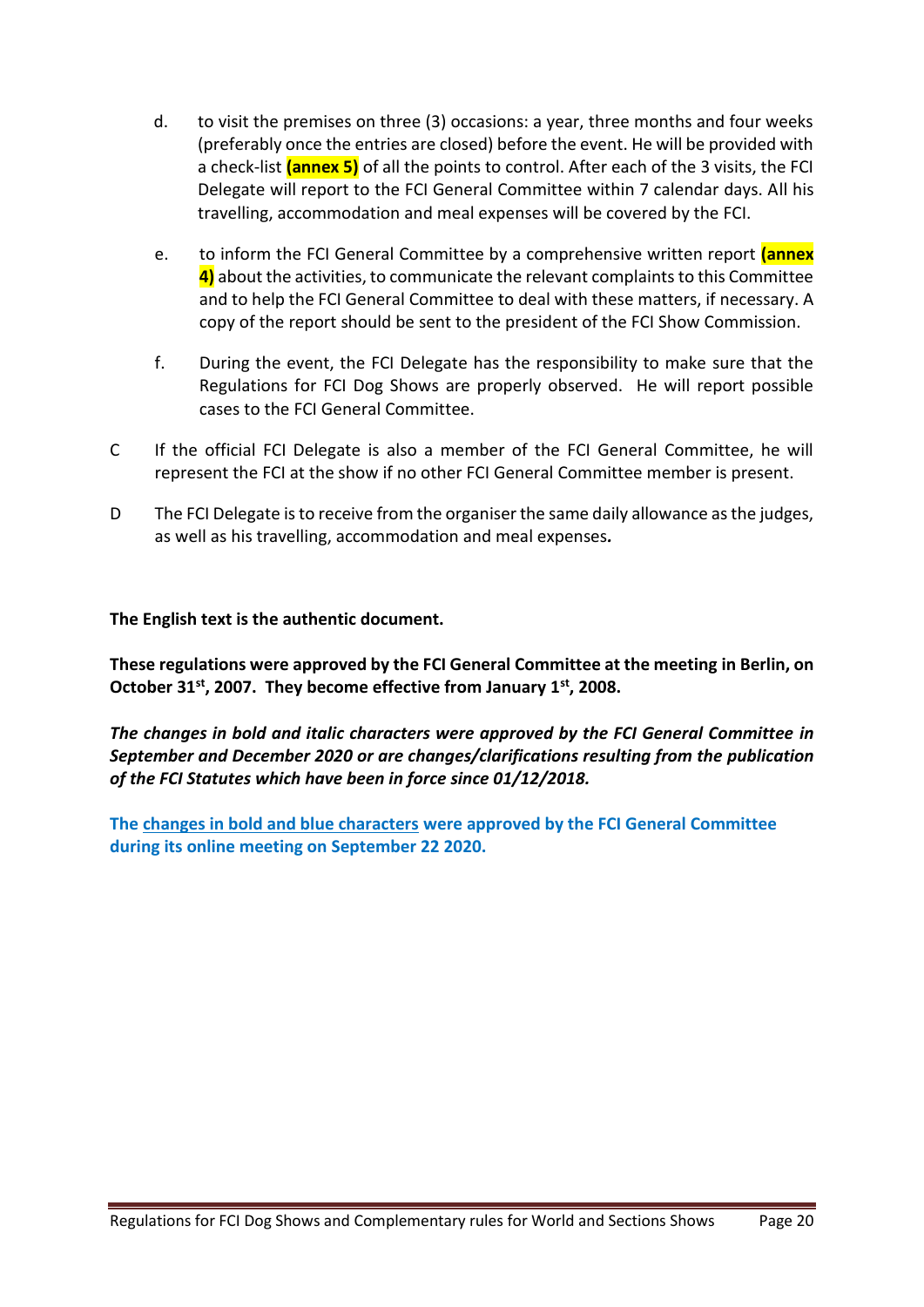d. to visit the premises on three (3) occasions: a year, three months and four weeks (preferably once the entries are closed) before the event. He will be provided with a check-list **(annex 5)** of all the points to control. After each of the 3 visits, the FCI Delegate will report to the FCI General Committee within 7 calendar days. All his travelling, accommodation and meal expenses will be covered by the FCI.

e. to inform the FCI General Committee by a comprehensive written report **(annex 4)** about the activities, to communicate the relevant complaints to this Committee and to help the FCI General Committee to deal with these matters, if necessary. A copy of the report should be sent to the president of the FCI Show Commission.

f. During the event, the FCI Delegate has the responsibility to make sure that the Regulations for FCI Dog Shows are properly observed. He will report possible cases to the FCI General Committee.

C If the official FCI Delegate is also a member of the FCI General Committee, he will represent the FCI at the show if no other FCI General Committee member is present.

D The FCI Delegate is to receive from the organiser the same daily allowance as the judges, as well as his travelling, accommodation and meal expenses***.***

**The English text is the authentic document.**

**These regulations were approved by the FCI General Committee at the meeting in Berlin, on October 31st, 2007. They become effective from January 1st, 2008.**

***The changes in bold and italic characters were approved by the FCI General Committee in September and December 2020 or are changes/clarifications resulting from the publication of the FCI Statutes which have been in force since 01/12/2018.***

**The changes in bold and blue characters were approved by the FCI General Committee during its online meeting on September 22 2020.**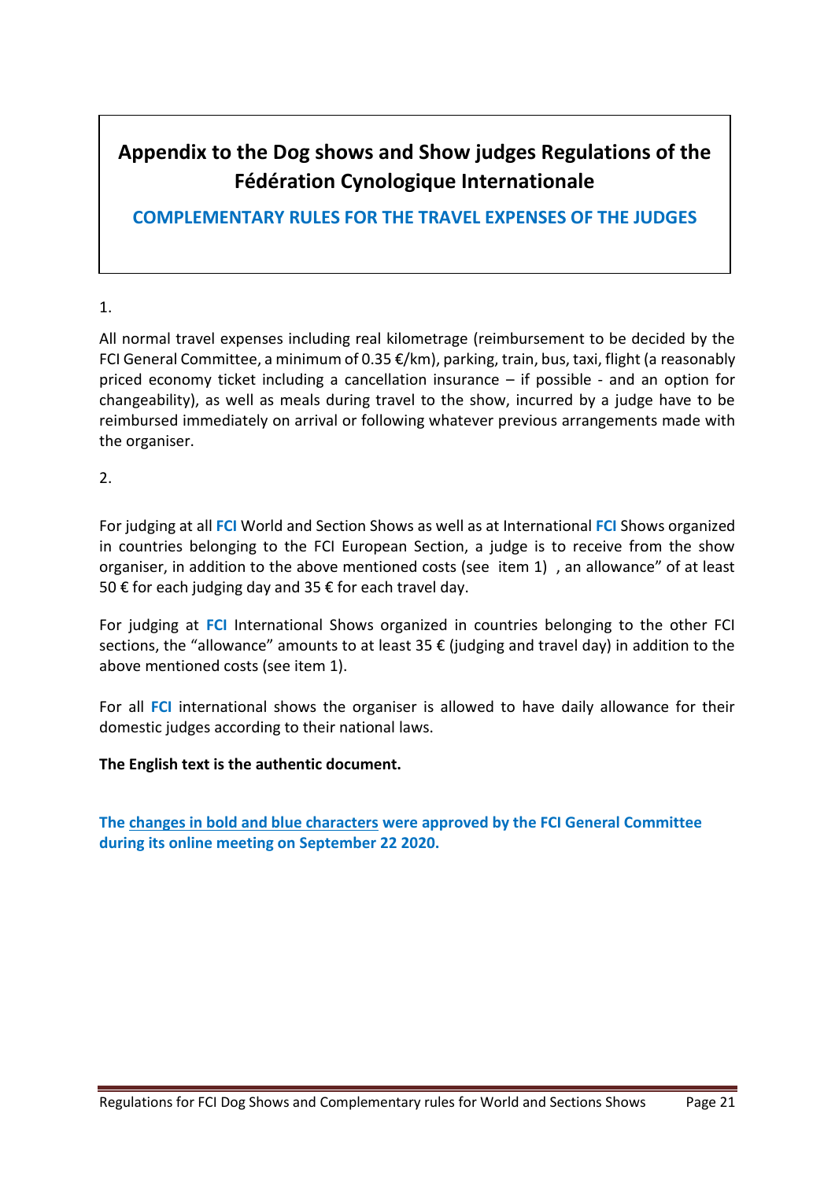# Appendix to the Dog shows and Show judges Regulations of the Fédération Cynologique Internationale

## COMPLEMENTARY RULES FOR THE TRAVEL EXPENSES OF THE JUDGES

1.

All normal travel expenses including real kilometrage (reimbursement to be decided by the FCI General Committee, a minimum of 0.35 €/km), parking, train, bus, taxi, flight (a reasonably priced economy ticket including a cancellation insurance – if possible - and an option for changeability), as well as meals during travel to the show, incurred by a judge have to be reimbursed immediately on arrival or following whatever previous arrangements made with the organiser.

2.

For judging at all **FCI** World and Section Shows as well as at International **FCI** Shows organized in countries belonging to the FCI European Section, a judge is to receive from the show organiser, in addition to the above mentioned costs (see item 1) , an allowance" of at least 50 € for each judging day and 35 € for each travel day.

For judging at **FCI** International Shows organized in countries belonging to the other FCI sections, the "allowance" amounts to at least 35 € (judging and travel day) in addition to the above mentioned costs (see item 1).

For all **FCI** international shows the organiser is allowed to have daily allowance for their domestic judges according to their national laws.

**The English text is the authentic document.**

**The changes in bold and blue characters were approved by the FCI General Committee during its online meeting on September 22 2020.**